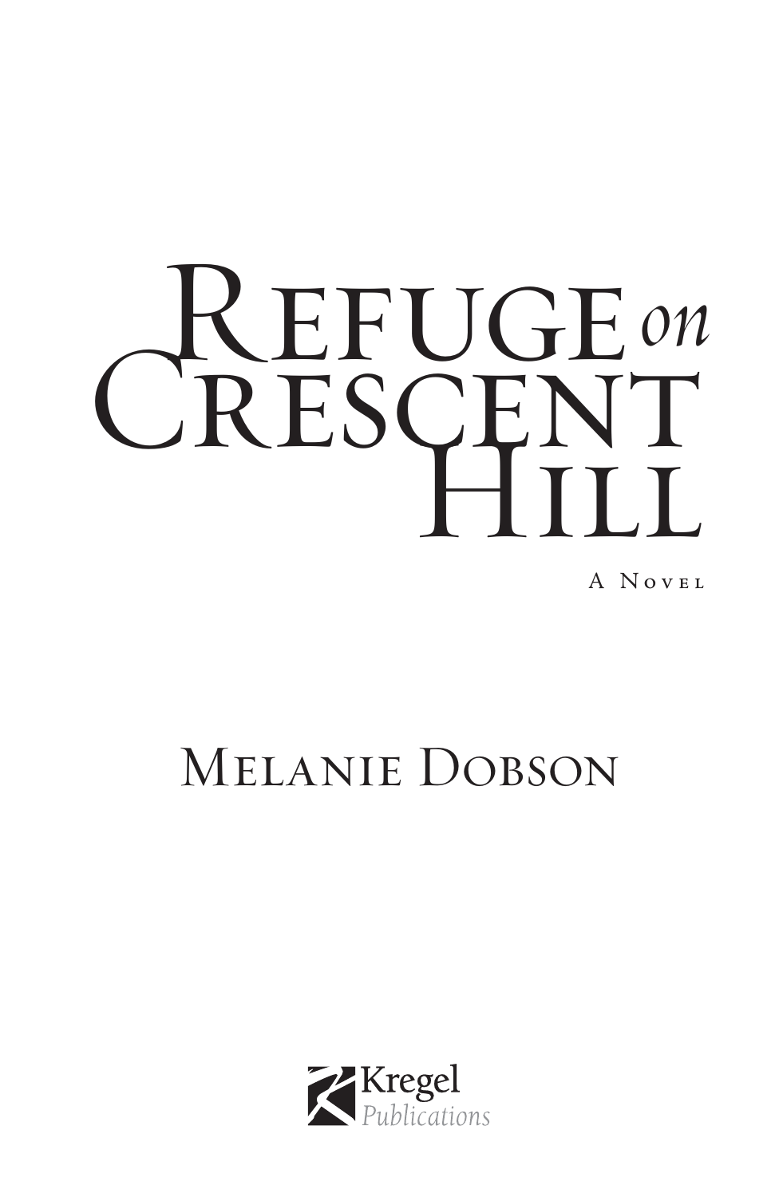# Refuge *on* Crescent Hill

A Novel

Melanie Dobson

Kregel
*Publications*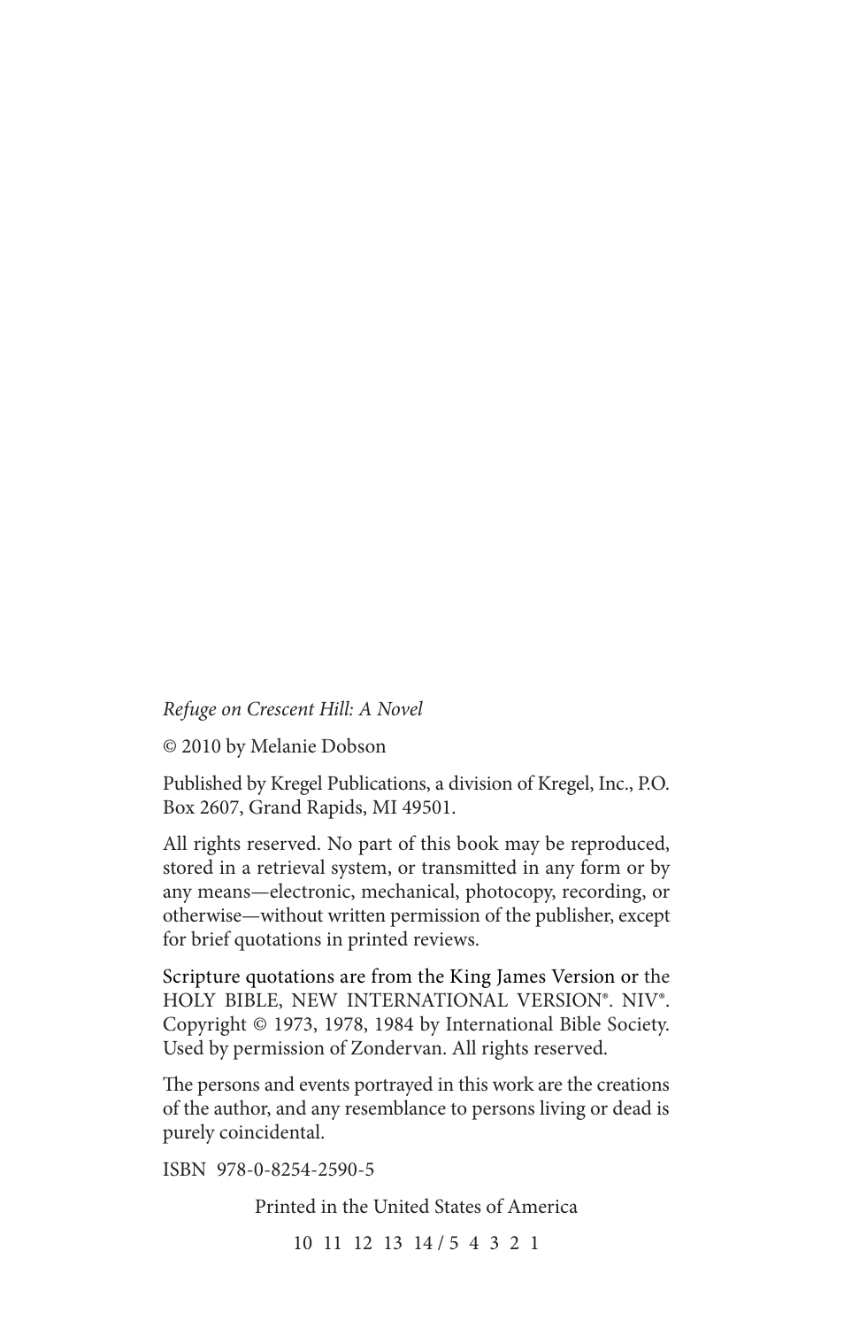*Refuge on Crescent Hill: A Novel*

© 2010 by Melanie Dobson

Published by Kregel Publications, a division of Kregel, Inc., P.O. Box 2607, Grand Rapids, MI 49501.

All rights reserved. No part of this book may be reproduced, stored in a retrieval system, or transmitted in any form or by any means—electronic, mechanical, photocopy, recording, or otherwise—without written permission of the publisher, except for brief quotations in printed reviews.

Scripture quotations are from the King James Version or the HOLY BIBLE, NEW INTERNATIONAL VERSION®. NIV®. Copyright © 1973, 1978, 1984 by International Bible Society. Used by permission of Zondervan. All rights reserved.

The persons and events portrayed in this work are the creations of the author, and any resemblance to persons living or dead is purely coincidental.

ISBN 978-0-8254-2590-5

Printed in the United States of America

10 11 12 13 14 / 5 4 3 2 1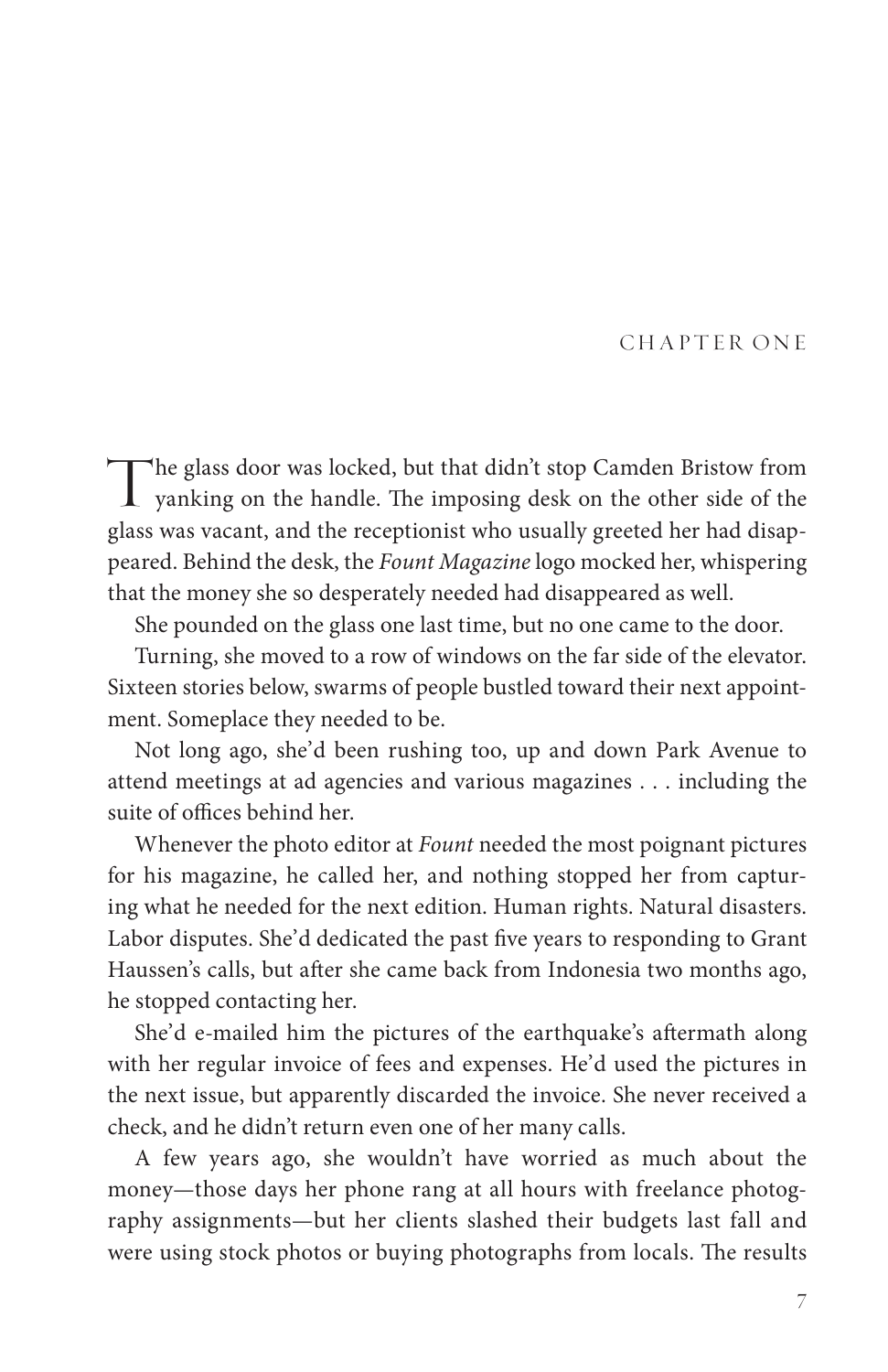# CHAPTER ONE

The glass door was locked, but that didn't stop Camden Bristow from yanking on the handle. The imposing desk on the other side of the glass was vacant, and the receptionist who usually greeted her had disappeared. Behind the desk, the *Fount Magazine* logo mocked her, whispering that the money she so desperately needed had disappeared as well.

She pounded on the glass one last time, but no one came to the door.

Turning, she moved to a row of windows on the far side of the elevator. Sixteen stories below, swarms of people bustled toward their next appointment. Someplace they needed to be.

Not long ago, she'd been rushing too, up and down Park Avenue to attend meetings at ad agencies and various magazines . . . including the suite of offices behind her.

Whenever the photo editor at *Fount* needed the most poignant pictures for his magazine, he called her, and nothing stopped her from capturing what he needed for the next edition. Human rights. Natural disasters. Labor disputes. She'd dedicated the past five years to responding to Grant Haussen's calls, but after she came back from Indonesia two months ago, he stopped contacting her.

She'd e-mailed him the pictures of the earthquake's aftermath along with her regular invoice of fees and expenses. He'd used the pictures in the next issue, but apparently discarded the invoice. She never received a check, and he didn't return even one of her many calls.

A few years ago, she wouldn't have worried as much about the money—those days her phone rang at all hours with freelance photography assignments—but her clients slashed their budgets last fall and were using stock photos or buying photographs from locals. The results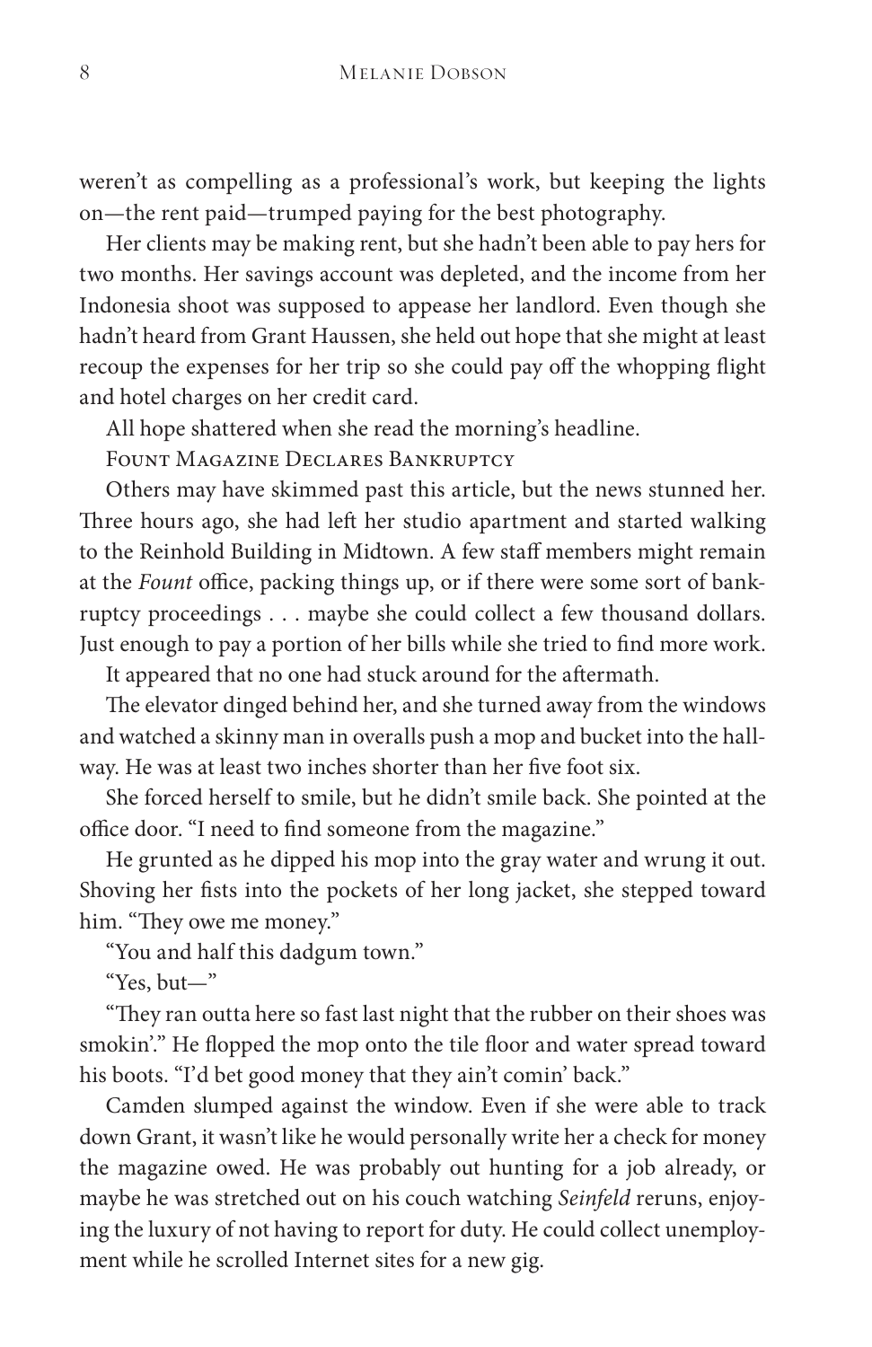weren't as compelling as a professional's work, but keeping the lights on—the rent paid—trumped paying for the best photography.

Her clients may be making rent, but she hadn't been able to pay hers for two months. Her savings account was depleted, and the income from her Indonesia shoot was supposed to appease her landlord. Even though she hadn't heard from Grant Haussen, she held out hope that she might at least recoup the expenses for her trip so she could pay off the whopping flight and hotel charges on her credit card.

All hope shattered when she read the morning's headline.

Fount Magazine Declares Bankruptcy

Others may have skimmed past this article, but the news stunned her. Three hours ago, she had left her studio apartment and started walking to the Reinhold Building in Midtown. A few staff members might remain at the *Fount* office, packing things up, or if there were some sort of bankruptcy proceedings . . . maybe she could collect a few thousand dollars. Just enough to pay a portion of her bills while she tried to find more work.

It appeared that no one had stuck around for the aftermath.

The elevator dinged behind her, and she turned away from the windows and watched a skinny man in overalls push a mop and bucket into the hallway. He was at least two inches shorter than her five foot six.

She forced herself to smile, but he didn't smile back. She pointed at the office door. "I need to find someone from the magazine."

He grunted as he dipped his mop into the gray water and wrung it out. Shoving her fists into the pockets of her long jacket, she stepped toward him. "They owe me money."

"You and half this dadgum town."

"Yes, but—"

"They ran outta here so fast last night that the rubber on their shoes was smokin'." He flopped the mop onto the tile floor and water spread toward his boots. "I'd bet good money that they ain't comin' back."

Camden slumped against the window. Even if she were able to track down Grant, it wasn't like he would personally write her a check for money the magazine owed. He was probably out hunting for a job already, or maybe he was stretched out on his couch watching *Seinfeld* reruns, enjoying the luxury of not having to report for duty. He could collect unemployment while he scrolled Internet sites for a new gig.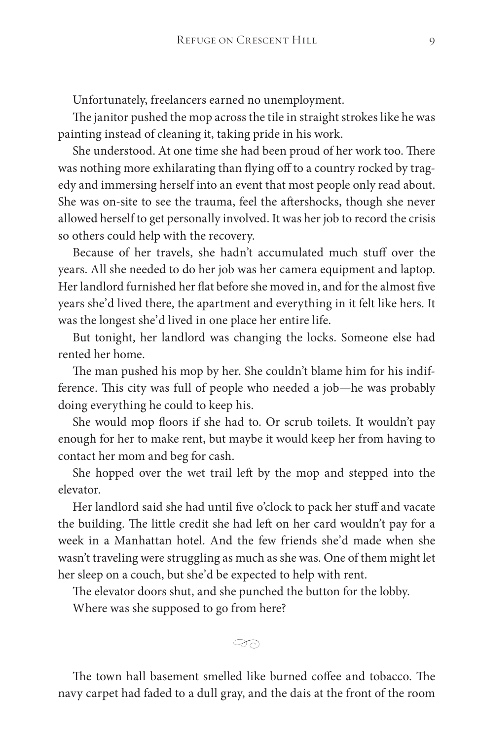Unfortunately, freelancers earned no unemployment.

The janitor pushed the mop across the tile in straight strokes like he was painting instead of cleaning it, taking pride in his work.

She understood. At one time she had been proud of her work too. There was nothing more exhilarating than flying off to a country rocked by tragedy and immersing herself into an event that most people only read about. She was on-site to see the trauma, feel the aftershocks, though she never allowed herself to get personally involved. It was her job to record the crisis so others could help with the recovery.

Because of her travels, she hadn't accumulated much stuff over the years. All she needed to do her job was her camera equipment and laptop. Her landlord furnished her flat before she moved in, and for the almost five years she'd lived there, the apartment and everything in it felt like hers. It was the longest she'd lived in one place her entire life.

But tonight, her landlord was changing the locks. Someone else had rented her home.

The man pushed his mop by her. She couldn't blame him for his indifference. This city was full of people who needed a job—he was probably doing everything he could to keep his.

She would mop floors if she had to. Or scrub toilets. It wouldn't pay enough for her to make rent, but maybe it would keep her from having to contact her mom and beg for cash.

She hopped over the wet trail left by the mop and stepped into the elevator.

Her landlord said she had until five o'clock to pack her stuff and vacate the building. The little credit she had left on her card wouldn't pay for a week in a Manhattan hotel. And the few friends she'd made when she wasn't traveling were struggling as much as she was. One of them might let her sleep on a couch, but she'd be expected to help with rent.

The elevator doors shut, and she punched the button for the lobby.

Where was she supposed to go from here?

---

The town hall basement smelled like burned coffee and tobacco. The navy carpet had faded to a dull gray, and the dais at the front of the room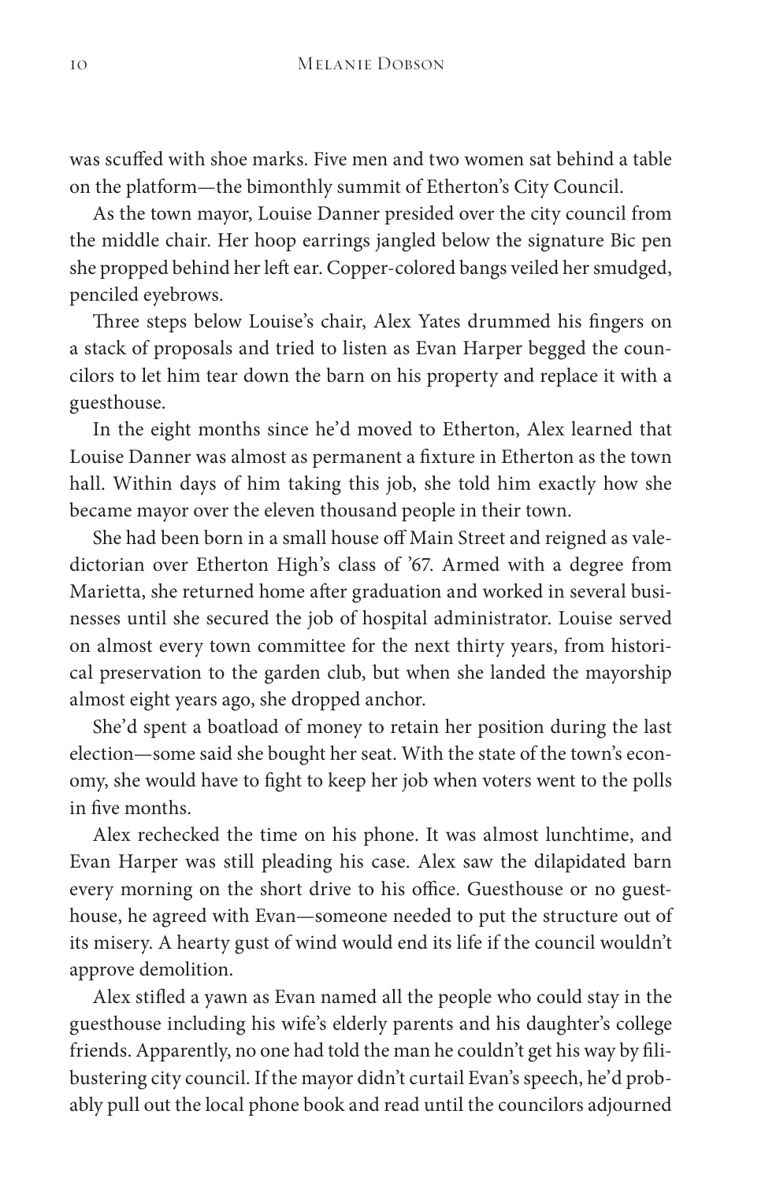was scuffed with shoe marks. Five men and two women sat behind a table on the platform—the bimonthly summit of Etherton's City Council.

As the town mayor, Louise Danner presided over the city council from the middle chair. Her hoop earrings jangled below the signature Bic pen she propped behind her left ear. Copper-colored bangs veiled her smudged, penciled eyebrows.

Three steps below Louise's chair, Alex Yates drummed his fingers on a stack of proposals and tried to listen as Evan Harper begged the councilors to let him tear down the barn on his property and replace it with a guesthouse.

In the eight months since he'd moved to Etherton, Alex learned that Louise Danner was almost as permanent a fixture in Etherton as the town hall. Within days of him taking this job, she told him exactly how she became mayor over the eleven thousand people in their town.

She had been born in a small house off Main Street and reigned as valedictorian over Etherton High's class of '67. Armed with a degree from Marietta, she returned home after graduation and worked in several businesses until she secured the job of hospital administrator. Louise served on almost every town committee for the next thirty years, from historical preservation to the garden club, but when she landed the mayorship almost eight years ago, she dropped anchor.

She'd spent a boatload of money to retain her position during the last election—some said she bought her seat. With the state of the town's economy, she would have to fight to keep her job when voters went to the polls in five months.

Alex rechecked the time on his phone. It was almost lunchtime, and Evan Harper was still pleading his case. Alex saw the dilapidated barn every morning on the short drive to his office. Guesthouse or no guesthouse, he agreed with Evan—someone needed to put the structure out of its misery. A hearty gust of wind would end its life if the council wouldn't approve demolition.

Alex stifled a yawn as Evan named all the people who could stay in the guesthouse including his wife's elderly parents and his daughter's college friends. Apparently, no one had told the man he couldn't get his way by filibustering city council. If the mayor didn't curtail Evan's speech, he'd probably pull out the local phone book and read until the councilors adjourned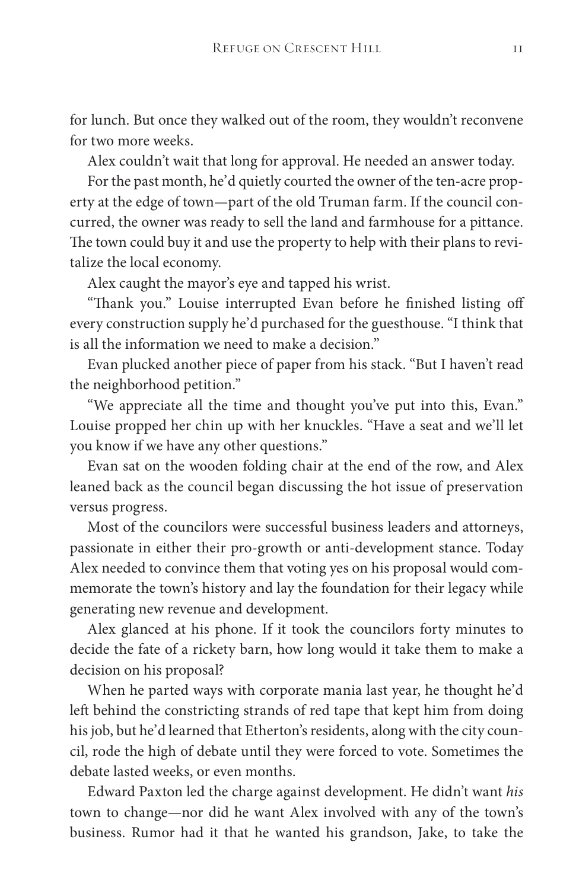for lunch. But once they walked out of the room, they wouldn't reconvene for two more weeks.

Alex couldn't wait that long for approval. He needed an answer today.

For the past month, he'd quietly courted the owner of the ten-acre property at the edge of town—part of the old Truman farm. If the council concurred, the owner was ready to sell the land and farmhouse for a pittance. The town could buy it and use the property to help with their plans to revitalize the local economy.

Alex caught the mayor's eye and tapped his wrist.

"Thank you." Louise interrupted Evan before he finished listing off every construction supply he'd purchased for the guesthouse. "I think that is all the information we need to make a decision."

Evan plucked another piece of paper from his stack. "But I haven't read the neighborhood petition."

"We appreciate all the time and thought you've put into this, Evan." Louise propped her chin up with her knuckles. "Have a seat and we'll let you know if we have any other questions."

Evan sat on the wooden folding chair at the end of the row, and Alex leaned back as the council began discussing the hot issue of preservation versus progress.

Most of the councilors were successful business leaders and attorneys, passionate in either their pro-growth or anti-development stance. Today Alex needed to convince them that voting yes on his proposal would commemorate the town's history and lay the foundation for their legacy while generating new revenue and development.

Alex glanced at his phone. If it took the councilors forty minutes to decide the fate of a rickety barn, how long would it take them to make a decision on his proposal?

When he parted ways with corporate mania last year, he thought he'd left behind the constricting strands of red tape that kept him from doing his job, but he'd learned that Etherton's residents, along with the city council, rode the high of debate until they were forced to vote. Sometimes the debate lasted weeks, or even months.

Edward Paxton led the charge against development. He didn't want *his* town to change—nor did he want Alex involved with any of the town's business. Rumor had it that he wanted his grandson, Jake, to take the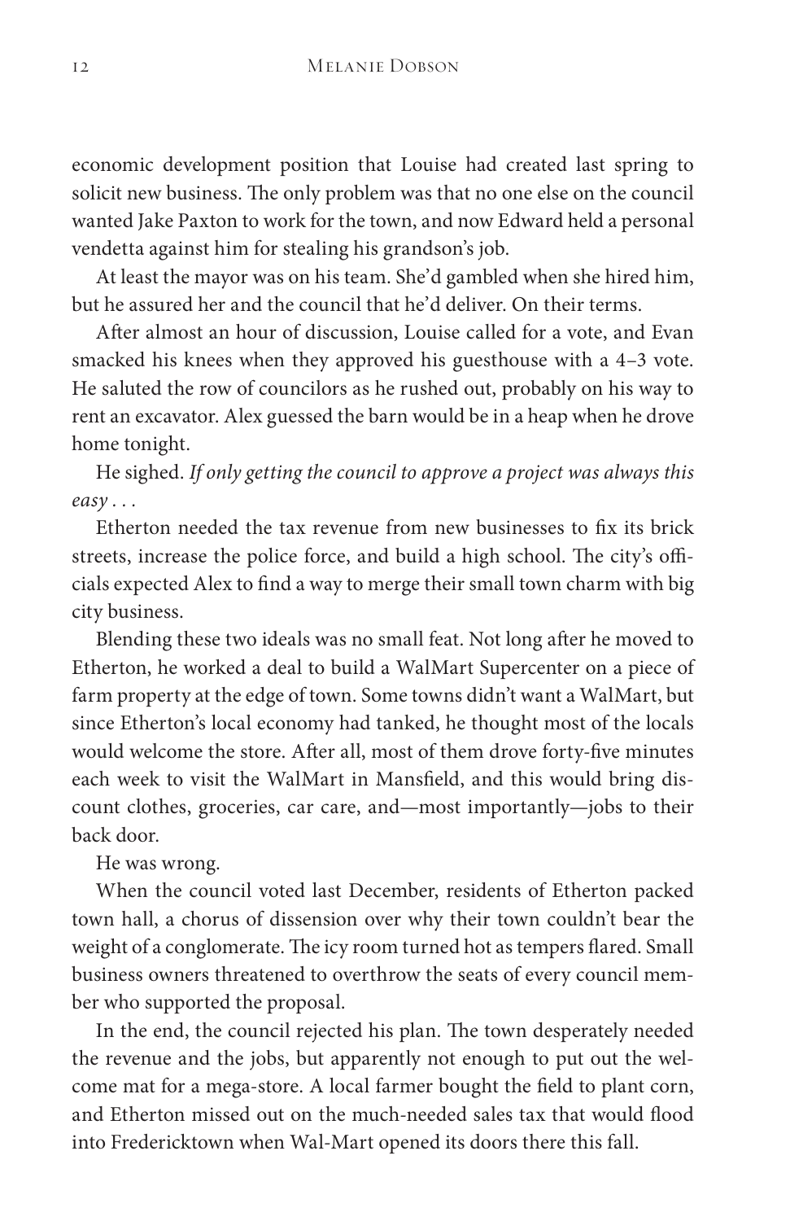economic development position that Louise had created last spring to solicit new business. The only problem was that no one else on the council wanted Jake Paxton to work for the town, and now Edward held a personal vendetta against him for stealing his grandson's job.

At least the mayor was on his team. She'd gambled when she hired him, but he assured her and the council that he'd deliver. On their terms.

After almost an hour of discussion, Louise called for a vote, and Evan smacked his knees when they approved his guesthouse with a 4–3 vote. He saluted the row of councilors as he rushed out, probably on his way to rent an excavator. Alex guessed the barn would be in a heap when he drove home tonight.

He sighed. *If only getting the council to approve a project was always this easy . . .*

Etherton needed the tax revenue from new businesses to fix its brick streets, increase the police force, and build a high school. The city's officials expected Alex to find a way to merge their small town charm with big city business.

Blending these two ideals was no small feat. Not long after he moved to Etherton, he worked a deal to build a WalMart Supercenter on a piece of farm property at the edge of town. Some towns didn't want a WalMart, but since Etherton's local economy had tanked, he thought most of the locals would welcome the store. After all, most of them drove forty-five minutes each week to visit the WalMart in Mansfield, and this would bring discount clothes, groceries, car care, and—most importantly—jobs to their back door.

He was wrong.

When the council voted last December, residents of Etherton packed town hall, a chorus of dissension over why their town couldn't bear the weight of a conglomerate. The icy room turned hot as tempers flared. Small business owners threatened to overthrow the seats of every council member who supported the proposal.

In the end, the council rejected his plan. The town desperately needed the revenue and the jobs, but apparently not enough to put out the welcome mat for a mega-store. A local farmer bought the field to plant corn, and Etherton missed out on the much-needed sales tax that would flood into Fredericktown when Wal-Mart opened its doors there this fall.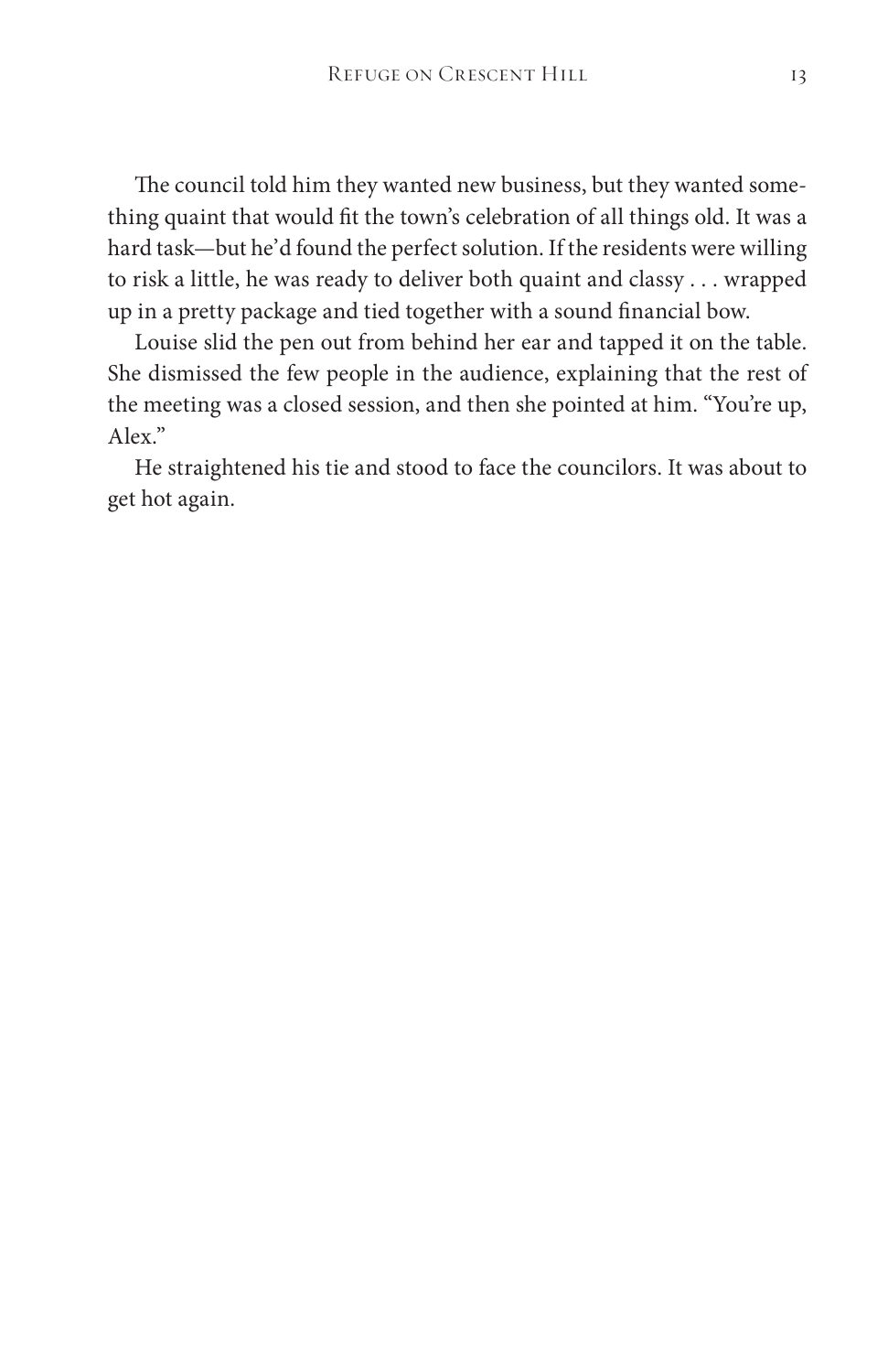The council told him they wanted new business, but they wanted something quaint that would fit the town's celebration of all things old. It was a hard task—but he'd found the perfect solution. If the residents were willing to risk a little, he was ready to deliver both quaint and classy . . . wrapped up in a pretty package and tied together with a sound financial bow.

Louise slid the pen out from behind her ear and tapped it on the table. She dismissed the few people in the audience, explaining that the rest of the meeting was a closed session, and then she pointed at him. "You're up, Alex."

He straightened his tie and stood to face the councilors. It was about to get hot again.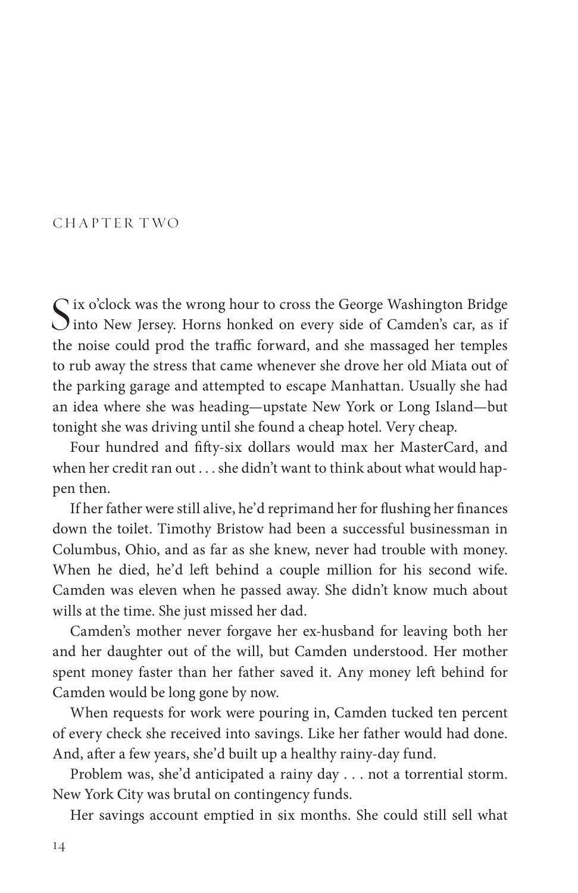## CHAPTER TWO

Six o'clock was the wrong hour to cross the George Washington Bridge into New Jersey. Horns honked on every side of Camden's car, as if the noise could prod the traffic forward, and she massaged her temples to rub away the stress that came whenever she drove her old Miata out of the parking garage and attempted to escape Manhattan. Usually she had an idea where she was heading—upstate New York or Long Island—but tonight she was driving until she found a cheap hotel. Very cheap.

Four hundred and fifty-six dollars would max her MasterCard, and when her credit ran out . . . she didn't want to think about what would happen then.

If her father were still alive, he'd reprimand her for flushing her finances down the toilet. Timothy Bristow had been a successful businessman in Columbus, Ohio, and as far as she knew, never had trouble with money. When he died, he'd left behind a couple million for his second wife. Camden was eleven when he passed away. She didn't know much about wills at the time. She just missed her dad.

Camden's mother never forgave her ex-husband for leaving both her and her daughter out of the will, but Camden understood. Her mother spent money faster than her father saved it. Any money left behind for Camden would be long gone by now.

When requests for work were pouring in, Camden tucked ten percent of every check she received into savings. Like her father would had done. And, after a few years, she'd built up a healthy rainy-day fund.

Problem was, she'd anticipated a rainy day . . . not a torrential storm. New York City was brutal on contingency funds.

Her savings account emptied in six months. She could still sell what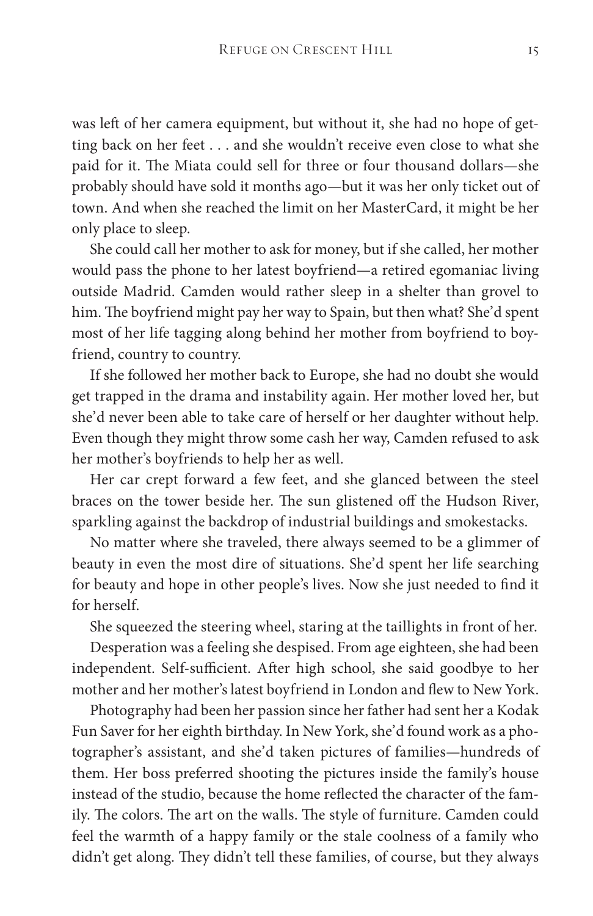was left of her camera equipment, but without it, she had no hope of getting back on her feet . . . and she wouldn't receive even close to what she paid for it. The Miata could sell for three or four thousand dollars—she probably should have sold it months ago—but it was her only ticket out of town. And when she reached the limit on her MasterCard, it might be her only place to sleep.

She could call her mother to ask for money, but if she called, her mother would pass the phone to her latest boyfriend—a retired egomaniac living outside Madrid. Camden would rather sleep in a shelter than grovel to him. The boyfriend might pay her way to Spain, but then what? She'd spent most of her life tagging along behind her mother from boyfriend to boyfriend, country to country.

If she followed her mother back to Europe, she had no doubt she would get trapped in the drama and instability again. Her mother loved her, but she'd never been able to take care of herself or her daughter without help. Even though they might throw some cash her way, Camden refused to ask her mother's boyfriends to help her as well.

Her car crept forward a few feet, and she glanced between the steel braces on the tower beside her. The sun glistened off the Hudson River, sparkling against the backdrop of industrial buildings and smokestacks.

No matter where she traveled, there always seemed to be a glimmer of beauty in even the most dire of situations. She'd spent her life searching for beauty and hope in other people's lives. Now she just needed to find it for herself.

She squeezed the steering wheel, staring at the taillights in front of her.

Desperation was a feeling she despised. From age eighteen, she had been independent. Self-sufficient. After high school, she said goodbye to her mother and her mother's latest boyfriend in London and flew to New York.

Photography had been her passion since her father had sent her a Kodak Fun Saver for her eighth birthday. In New York, she'd found work as a photographer's assistant, and she'd taken pictures of families—hundreds of them. Her boss preferred shooting the pictures inside the family's house instead of the studio, because the home reflected the character of the family. The colors. The art on the walls. The style of furniture. Camden could feel the warmth of a happy family or the stale coolness of a family who didn't get along. They didn't tell these families, of course, but they always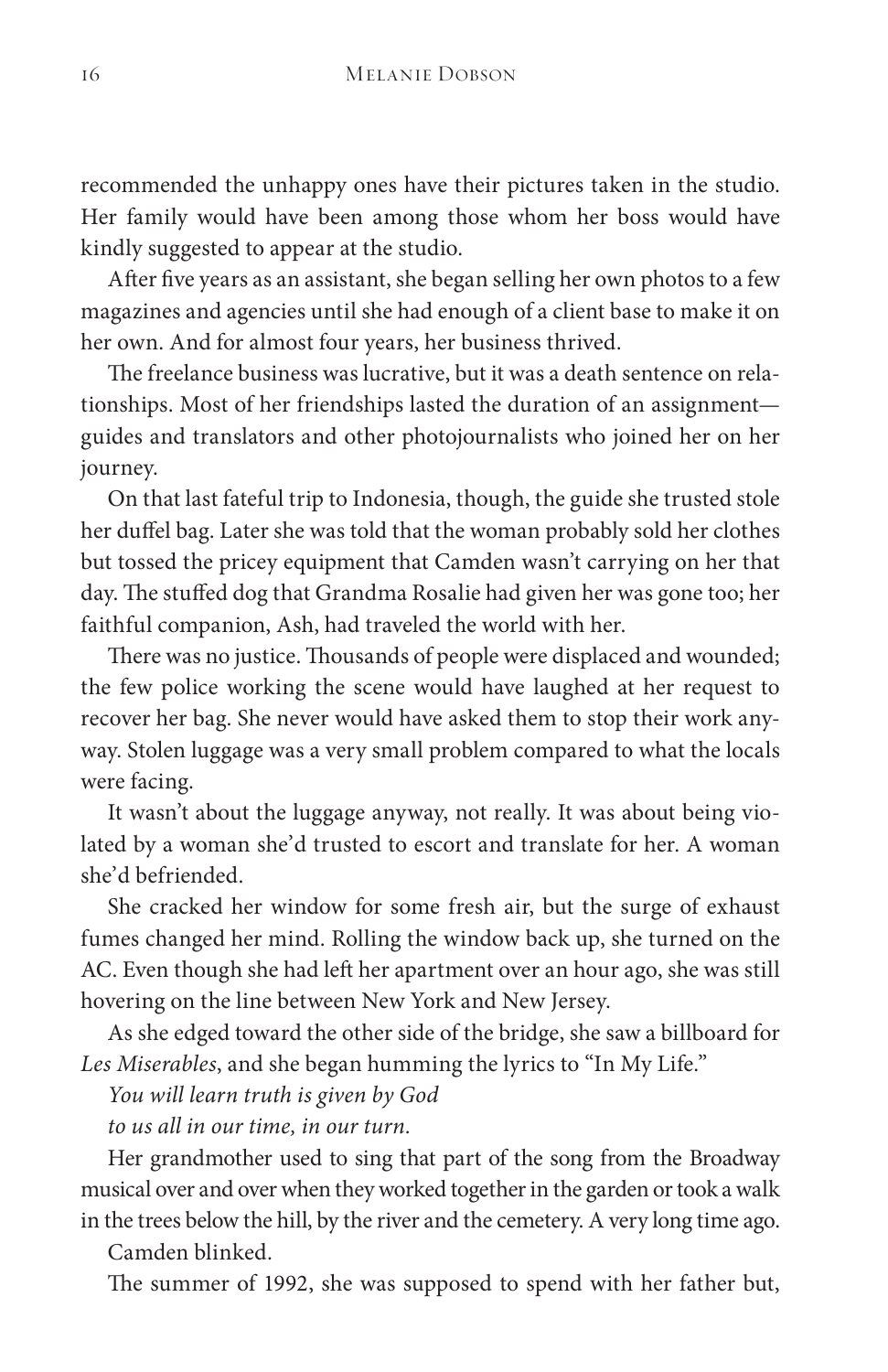recommended the unhappy ones have their pictures taken in the studio. Her family would have been among those whom her boss would have kindly suggested to appear at the studio.

After five years as an assistant, she began selling her own photos to a few magazines and agencies until she had enough of a client base to make it on her own. And for almost four years, her business thrived.

The freelance business was lucrative, but it was a death sentence on relationships. Most of her friendships lasted the duration of an assignment—guides and translators and other photojournalists who joined her on her journey.

On that last fateful trip to Indonesia, though, the guide she trusted stole her duffel bag. Later she was told that the woman probably sold her clothes but tossed the pricey equipment that Camden wasn't carrying on her that day. The stuffed dog that Grandma Rosalie had given her was gone too; her faithful companion, Ash, had traveled the world with her.

There was no justice. Thousands of people were displaced and wounded; the few police working the scene would have laughed at her request to recover her bag. She never would have asked them to stop their work anyway. Stolen luggage was a very small problem compared to what the locals were facing.

It wasn't about the luggage anyway, not really. It was about being violated by a woman she'd trusted to escort and translate for her. A woman she'd befriended.

She cracked her window for some fresh air, but the surge of exhaust fumes changed her mind. Rolling the window back up, she turned on the AC. Even though she had left her apartment over an hour ago, she was still hovering on the line between New York and New Jersey.

As she edged toward the other side of the bridge, she saw a billboard for *Les Miserables*, and she began humming the lyrics to "In My Life."

*You will learn truth is given by God*
*to us all in our time, in our turn.*

Her grandmother used to sing that part of the song from the Broadway musical over and over when they worked together in the garden or took a walk in the trees below the hill, by the river and the cemetery. A very long time ago.

Camden blinked.

The summer of 1992, she was supposed to spend with her father but,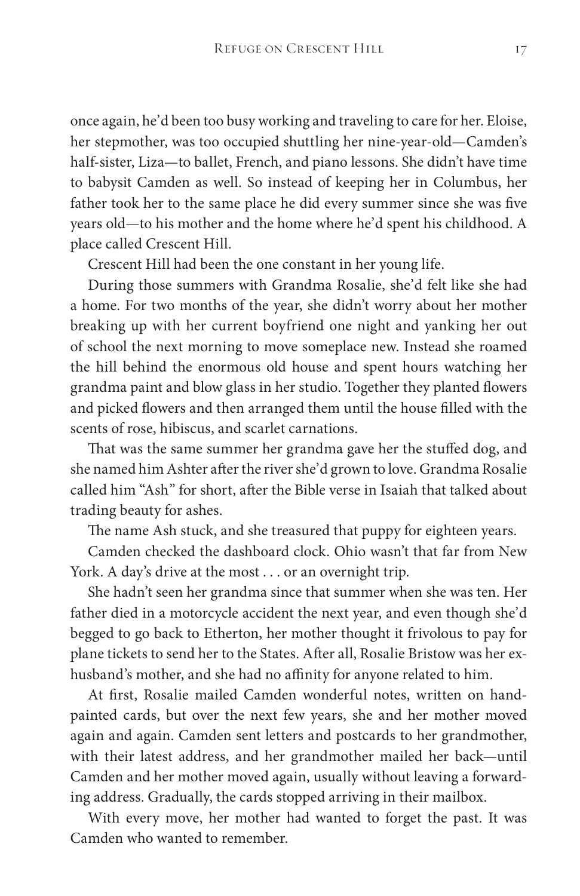once again, he'd been too busy working and traveling to care for her. Eloise, her stepmother, was too occupied shuttling her nine-year-old—Camden's half-sister, Liza—to ballet, French, and piano lessons. She didn't have time to babysit Camden as well. So instead of keeping her in Columbus, her father took her to the same place he did every summer since she was five years old—to his mother and the home where he'd spent his childhood. A place called Crescent Hill.

Crescent Hill had been the one constant in her young life.

During those summers with Grandma Rosalie, she'd felt like she had a home. For two months of the year, she didn't worry about her mother breaking up with her current boyfriend one night and yanking her out of school the next morning to move someplace new. Instead she roamed the hill behind the enormous old house and spent hours watching her grandma paint and blow glass in her studio. Together they planted flowers and picked flowers and then arranged them until the house filled with the scents of rose, hibiscus, and scarlet carnations.

That was the same summer her grandma gave her the stuffed dog, and she named him Ashter after the river she'd grown to love. Grandma Rosalie called him "Ash" for short, after the Bible verse in Isaiah that talked about trading beauty for ashes.

The name Ash stuck, and she treasured that puppy for eighteen years.

Camden checked the dashboard clock. Ohio wasn't that far from New York. A day's drive at the most . . . or an overnight trip.

She hadn't seen her grandma since that summer when she was ten. Her father died in a motorcycle accident the next year, and even though she'd begged to go back to Etherton, her mother thought it frivolous to pay for plane tickets to send her to the States. After all, Rosalie Bristow was her ex-husband's mother, and she had no affinity for anyone related to him.

At first, Rosalie mailed Camden wonderful notes, written on hand-painted cards, but over the next few years, she and her mother moved again and again. Camden sent letters and postcards to her grandmother, with their latest address, and her grandmother mailed her back—until Camden and her mother moved again, usually without leaving a forwarding address. Gradually, the cards stopped arriving in their mailbox.

With every move, her mother had wanted to forget the past. It was Camden who wanted to remember.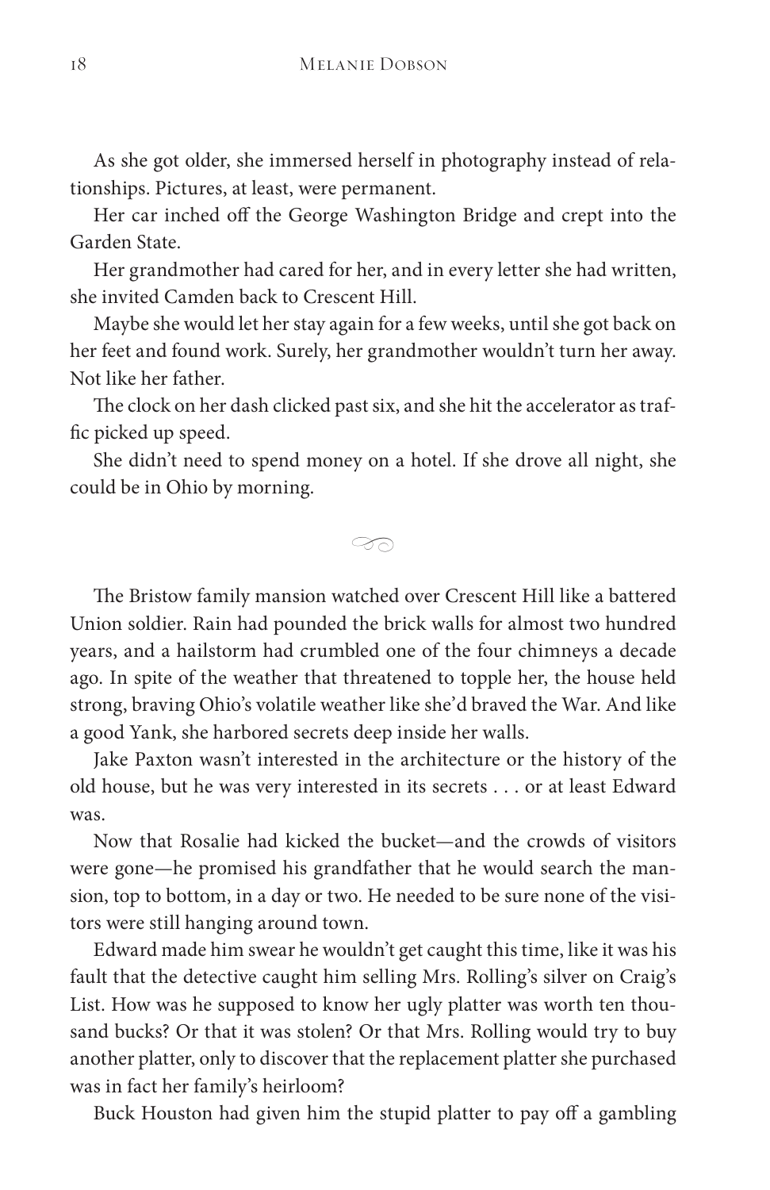As she got older, she immersed herself in photography instead of relationships. Pictures, at least, were permanent.

Her car inched off the George Washington Bridge and crept into the Garden State.

Her grandmother had cared for her, and in every letter she had written, she invited Camden back to Crescent Hill.

Maybe she would let her stay again for a few weeks, until she got back on her feet and found work. Surely, her grandmother wouldn't turn her away. Not like her father.

The clock on her dash clicked past six, and she hit the accelerator as traffic picked up speed.

She didn't need to spend money on a hotel. If she drove all night, she could be in Ohio by morning.

---

The Bristow family mansion watched over Crescent Hill like a battered Union soldier. Rain had pounded the brick walls for almost two hundred years, and a hailstorm had crumbled one of the four chimneys a decade ago. In spite of the weather that threatened to topple her, the house held strong, braving Ohio's volatile weather like she'd braved the War. And like a good Yank, she harbored secrets deep inside her walls.

Jake Paxton wasn't interested in the architecture or the history of the old house, but he was very interested in its secrets . . . or at least Edward was.

Now that Rosalie had kicked the bucket—and the crowds of visitors were gone—he promised his grandfather that he would search the mansion, top to bottom, in a day or two. He needed to be sure none of the visitors were still hanging around town.

Edward made him swear he wouldn't get caught this time, like it was his fault that the detective caught him selling Mrs. Rolling's silver on Craig's List. How was he supposed to know her ugly platter was worth ten thousand bucks? Or that it was stolen? Or that Mrs. Rolling would try to buy another platter, only to discover that the replacement platter she purchased was in fact her family's heirloom?

Buck Houston had given him the stupid platter to pay off a gambling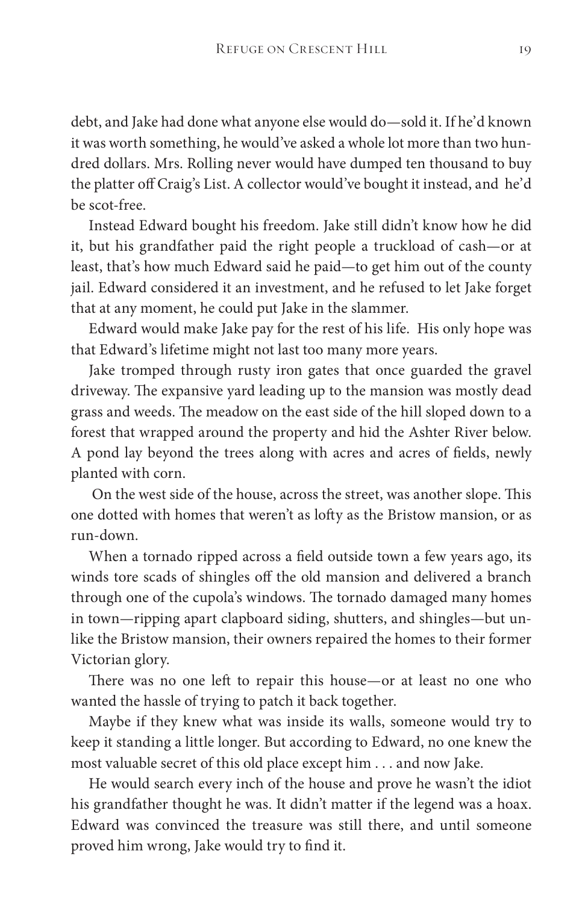debt, and Jake had done what anyone else would do—sold it. If he'd known it was worth something, he would've asked a whole lot more than two hundred dollars. Mrs. Rolling never would have dumped ten thousand to buy the platter off Craig's List. A collector would've bought it instead, and he'd be scot-free.

Instead Edward bought his freedom. Jake still didn't know how he did it, but his grandfather paid the right people a truckload of cash—or at least, that's how much Edward said he paid—to get him out of the county jail. Edward considered it an investment, and he refused to let Jake forget that at any moment, he could put Jake in the slammer.

Edward would make Jake pay for the rest of his life. His only hope was that Edward's lifetime might not last too many more years.

Jake tromped through rusty iron gates that once guarded the gravel driveway. The expansive yard leading up to the mansion was mostly dead grass and weeds. The meadow on the east side of the hill sloped down to a forest that wrapped around the property and hid the Ashter River below. A pond lay beyond the trees along with acres and acres of fields, newly planted with corn.

On the west side of the house, across the street, was another slope. This one dotted with homes that weren't as lofty as the Bristow mansion, or as run-down.

When a tornado ripped across a field outside town a few years ago, its winds tore scads of shingles off the old mansion and delivered a branch through one of the cupola's windows. The tornado damaged many homes in town—ripping apart clapboard siding, shutters, and shingles—but unlike the Bristow mansion, their owners repaired the homes to their former Victorian glory.

There was no one left to repair this house—or at least no one who wanted the hassle of trying to patch it back together.

Maybe if they knew what was inside its walls, someone would try to keep it standing a little longer. But according to Edward, no one knew the most valuable secret of this old place except him . . . and now Jake.

He would search every inch of the house and prove he wasn't the idiot his grandfather thought he was. It didn't matter if the legend was a hoax. Edward was convinced the treasure was still there, and until someone proved him wrong, Jake would try to find it.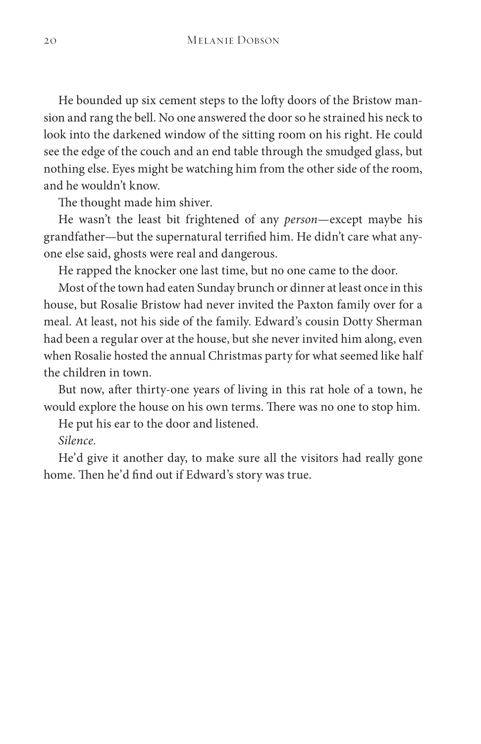He bounded up six cement steps to the lofty doors of the Bristow mansion and rang the bell. No one answered the door so he strained his neck to look into the darkened window of the sitting room on his right. He could see the edge of the couch and an end table through the smudged glass, but nothing else. Eyes might be watching him from the other side of the room, and he wouldn't know.

The thought made him shiver.

He wasn't the least bit frightened of any *person*—except maybe his grandfather—but the supernatural terrified him. He didn't care what anyone else said, ghosts were real and dangerous.

He rapped the knocker one last time, but no one came to the door.

Most of the town had eaten Sunday brunch or dinner at least once in this house, but Rosalie Bristow had never invited the Paxton family over for a meal. At least, not his side of the family. Edward's cousin Dotty Sherman had been a regular over at the house, but she never invited him along, even when Rosalie hosted the annual Christmas party for what seemed like half the children in town.

But now, after thirty-one years of living in this rat hole of a town, he would explore the house on his own terms. There was no one to stop him.

He put his ear to the door and listened.

*Silence.*

He'd give it another day, to make sure all the visitors had really gone home. Then he'd find out if Edward's story was true.